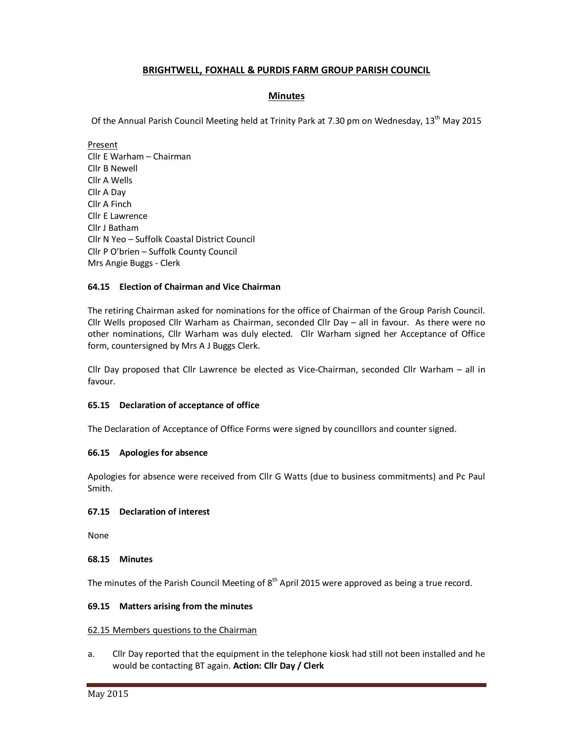# BRIGHTWELL, FOXHALL & PURDIS FARM GROUP PARISH COUNCIL

## Minutes

Of the Annual Parish Council Meeting held at Trinity Park at 7.30 pm on Wednesday, 13th May 2015

Present
Cllr E Warham – Chairman
Cllr B Newell
Cllr A Wells
Cllr A Day
Cllr A Finch
Cllr E Lawrence
Cllr J Batham
Cllr N Yeo – Suffolk Coastal District Council
Cllr P O'brien – Suffolk County Council
Mrs Angie Buggs - Clerk

### 64.15 Election of Chairman and Vice Chairman

The retiring Chairman asked for nominations for the office of Chairman of the Group Parish Council. Cllr Wells proposed Cllr Warham as Chairman, seconded Cllr Day – all in favour. As there were no other nominations, Cllr Warham was duly elected. Cllr Warham signed her Acceptance of Office form, countersigned by Mrs A J Buggs Clerk.

Cllr Day proposed that Cllr Lawrence be elected as Vice-Chairman, seconded Cllr Warham – all in favour.

### 65.15 Declaration of acceptance of office

The Declaration of Acceptance of Office Forms were signed by councillors and counter signed.

### 66.15 Apologies for absence

Apologies for absence were received from Cllr G Watts (due to business commitments) and Pc Paul Smith.

### 67.15 Declaration of interest

None

### 68.15 Minutes

The minutes of the Parish Council Meeting of 8th April 2015 were approved as being a true record.

### 69.15 Matters arising from the minutes

62.15 Members questions to the Chairman

a. Cllr Day reported that the equipment in the telephone kiosk had still not been installed and he would be contacting BT again. **Action: Cllr Day / Clerk**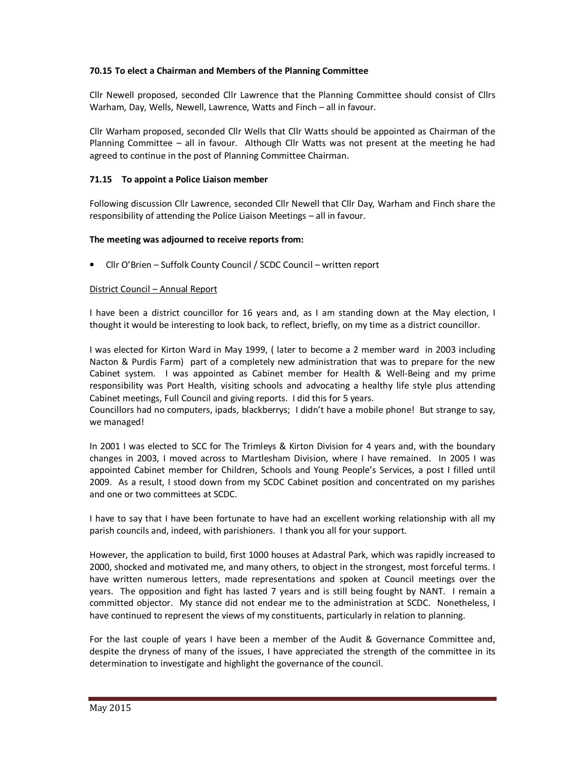### 70.15 To elect a Chairman and Members of the Planning Committee

Cllr Newell proposed, seconded Cllr Lawrence that the Planning Committee should consist of Cllrs Warham, Day, Wells, Newell, Lawrence, Watts and Finch – all in favour.

Cllr Warham proposed, seconded Cllr Wells that Cllr Watts should be appointed as Chairman of the Planning Committee – all in favour. Although Cllr Watts was not present at the meeting he had agreed to continue in the post of Planning Committee Chairman.

### 71.15 To appoint a Police Liaison member

Following discussion Cllr Lawrence, seconded Cllr Newell that Cllr Day, Warham and Finch share the responsibility of attending the Police Liaison Meetings – all in favour.

**The meeting was adjourned to receive reports from:**

- Cllr O'Brien – Suffolk County Council / SCDC Council – written report

District Council – Annual Report

I have been a district councillor for 16 years and, as I am standing down at the May election, I thought it would be interesting to look back, to reflect, briefly, on my time as a district councillor.

I was elected for Kirton Ward in May 1999, ( later to become a 2 member ward in 2003 including Nacton & Purdis Farm) part of a completely new administration that was to prepare for the new Cabinet system. I was appointed as Cabinet member for Health & Well-Being and my prime responsibility was Port Health, visiting schools and advocating a healthy life style plus attending Cabinet meetings, Full Council and giving reports. I did this for 5 years.
Councillors had no computers, ipads, blackberrys; I didn't have a mobile phone! But strange to say, we managed!

In 2001 I was elected to SCC for The Trimleys & Kirton Division for 4 years and, with the boundary changes in 2003, I moved across to Martlesham Division, where I have remained. In 2005 I was appointed Cabinet member for Children, Schools and Young People's Services, a post I filled until 2009. As a result, I stood down from my SCDC Cabinet position and concentrated on my parishes and one or two committees at SCDC.

I have to say that I have been fortunate to have had an excellent working relationship with all my parish councils and, indeed, with parishioners. I thank you all for your support.

However, the application to build, first 1000 houses at Adastral Park, which was rapidly increased to 2000, shocked and motivated me, and many others, to object in the strongest, most forceful terms. I have written numerous letters, made representations and spoken at Council meetings over the years. The opposition and fight has lasted 7 years and is still being fought by NANT. I remain a committed objector. My stance did not endear me to the administration at SCDC. Nonetheless, I have continued to represent the views of my constituents, particularly in relation to planning.

For the last couple of years I have been a member of the Audit & Governance Committee and, despite the dryness of many of the issues, I have appreciated the strength of the committee in its determination to investigate and highlight the governance of the council.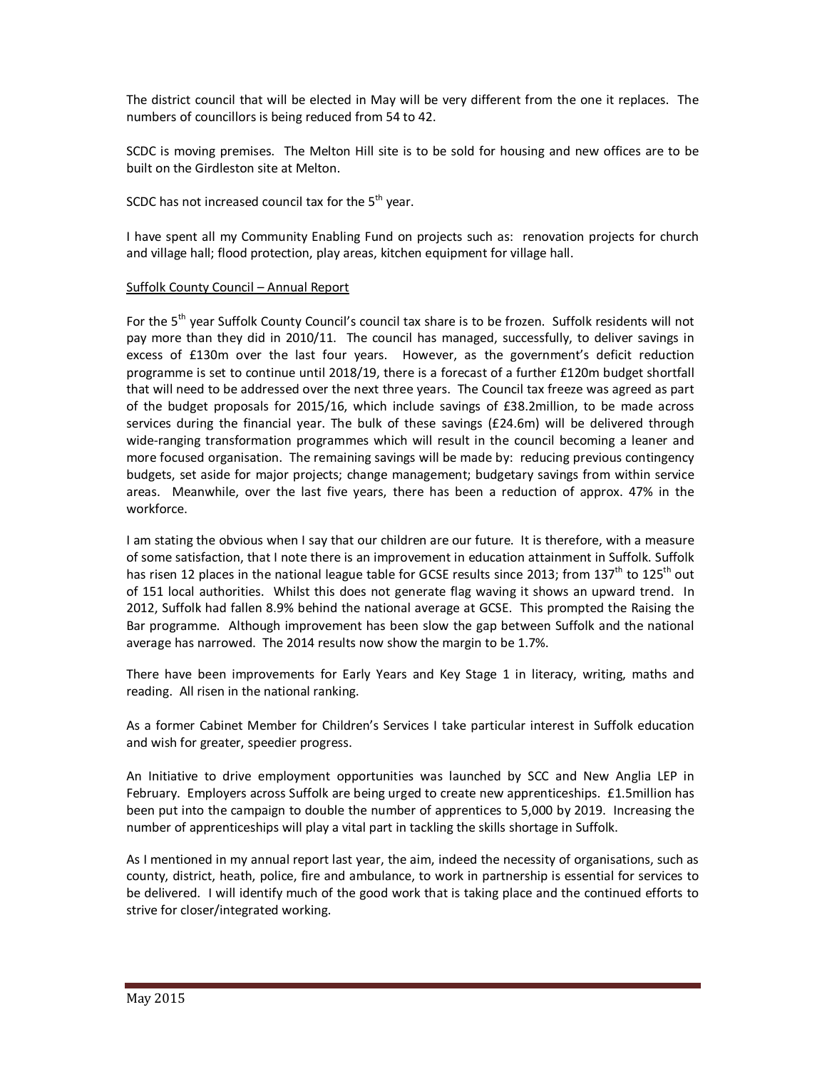The district council that will be elected in May will be very different from the one it replaces. The numbers of councillors is being reduced from 54 to 42.

SCDC is moving premises. The Melton Hill site is to be sold for housing and new offices are to be built on the Girdleston site at Melton.

SCDC has not increased council tax for the 5th year.

I have spent all my Community Enabling Fund on projects such as: renovation projects for church and village hall; flood protection, play areas, kitchen equipment for village hall.

<u>Suffolk County Council – Annual Report</u>

For the 5th year Suffolk County Council's council tax share is to be frozen. Suffolk residents will not pay more than they did in 2010/11. The council has managed, successfully, to deliver savings in excess of £130m over the last four years. However, as the government's deficit reduction programme is set to continue until 2018/19, there is a forecast of a further £120m budget shortfall that will need to be addressed over the next three years. The Council tax freeze was agreed as part of the budget proposals for 2015/16, which include savings of £38.2million, to be made across services during the financial year. The bulk of these savings (£24.6m) will be delivered through wide-ranging transformation programmes which will result in the council becoming a leaner and more focused organisation. The remaining savings will be made by: reducing previous contingency budgets, set aside for major projects; change management; budgetary savings from within service areas. Meanwhile, over the last five years, there has been a reduction of approx. 47% in the workforce.

I am stating the obvious when I say that our children are our future. It is therefore, with a measure of some satisfaction, that I note there is an improvement in education attainment in Suffolk. Suffolk has risen 12 places in the national league table for GCSE results since 2013; from 137th to 125th out of 151 local authorities. Whilst this does not generate flag waving it shows an upward trend. In 2012, Suffolk had fallen 8.9% behind the national average at GCSE. This prompted the Raising the Bar programme. Although improvement has been slow the gap between Suffolk and the national average has narrowed. The 2014 results now show the margin to be 1.7%.

There have been improvements for Early Years and Key Stage 1 in literacy, writing, maths and reading. All risen in the national ranking.

As a former Cabinet Member for Children's Services I take particular interest in Suffolk education and wish for greater, speedier progress.

An Initiative to drive employment opportunities was launched by SCC and New Anglia LEP in February. Employers across Suffolk are being urged to create new apprenticeships. £1.5million has been put into the campaign to double the number of apprentices to 5,000 by 2019. Increasing the number of apprenticeships will play a vital part in tackling the skills shortage in Suffolk.

As I mentioned in my annual report last year, the aim, indeed the necessity of organisations, such as county, district, heath, police, fire and ambulance, to work in partnership is essential for services to be delivered. I will identify much of the good work that is taking place and the continued efforts to strive for closer/integrated working.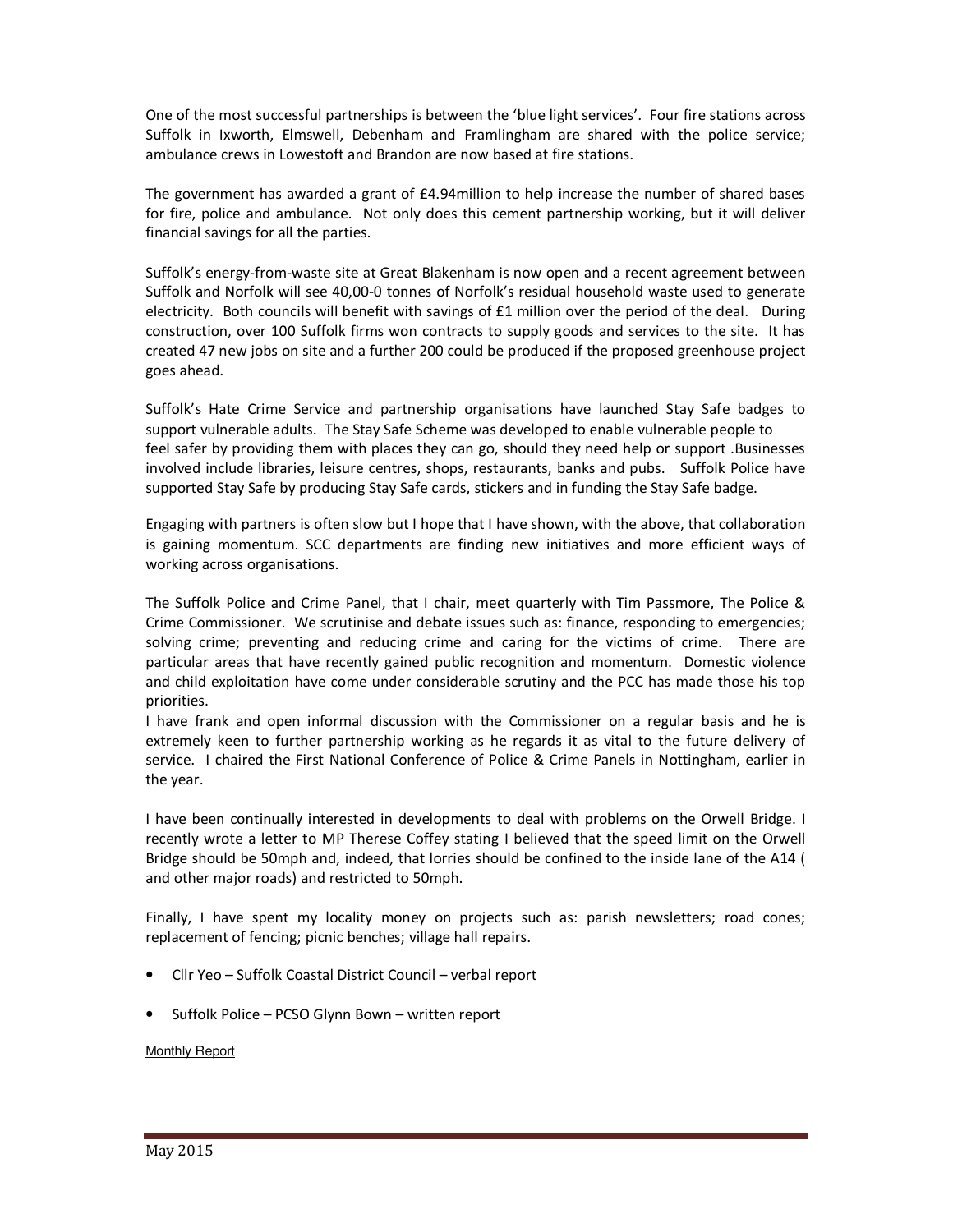One of the most successful partnerships is between the 'blue light services'. Four fire stations across Suffolk in Ixworth, Elmswell, Debenham and Framlingham are shared with the police service; ambulance crews in Lowestoft and Brandon are now based at fire stations.

The government has awarded a grant of £4.94million to help increase the number of shared bases for fire, police and ambulance. Not only does this cement partnership working, but it will deliver financial savings for all the parties.

Suffolk's energy-from-waste site at Great Blakenham is now open and a recent agreement between Suffolk and Norfolk will see 40,00-0 tonnes of Norfolk's residual household waste used to generate electricity. Both councils will benefit with savings of £1 million over the period of the deal. During construction, over 100 Suffolk firms won contracts to supply goods and services to the site. It has created 47 new jobs on site and a further 200 could be produced if the proposed greenhouse project goes ahead.

Suffolk's Hate Crime Service and partnership organisations have launched Stay Safe badges to support vulnerable adults. The Stay Safe Scheme was developed to enable vulnerable people to feel safer by providing them with places they can go, should they need help or support .Businesses involved include libraries, leisure centres, shops, restaurants, banks and pubs. Suffolk Police have supported Stay Safe by producing Stay Safe cards, stickers and in funding the Stay Safe badge.

Engaging with partners is often slow but I hope that I have shown, with the above, that collaboration is gaining momentum. SCC departments are finding new initiatives and more efficient ways of working across organisations.

The Suffolk Police and Crime Panel, that I chair, meet quarterly with Tim Passmore, The Police & Crime Commissioner. We scrutinise and debate issues such as: finance, responding to emergencies; solving crime; preventing and reducing crime and caring for the victims of crime. There are particular areas that have recently gained public recognition and momentum. Domestic violence and child exploitation have come under considerable scrutiny and the PCC has made those his top priorities.

I have frank and open informal discussion with the Commissioner on a regular basis and he is extremely keen to further partnership working as he regards it as vital to the future delivery of service. I chaired the First National Conference of Police & Crime Panels in Nottingham, earlier in the year.

I have been continually interested in developments to deal with problems on the Orwell Bridge. I recently wrote a letter to MP Therese Coffey stating I believed that the speed limit on the Orwell Bridge should be 50mph and, indeed, that lorries should be confined to the inside lane of the A14 ( and other major roads) and restricted to 50mph.

Finally, I have spent my locality money on projects such as: parish newsletters; road cones; replacement of fencing; picnic benches; village hall repairs.

- Cllr Yeo – Suffolk Coastal District Council – verbal report
- Suffolk Police – PCSO Glynn Bown – written report

Monthly Report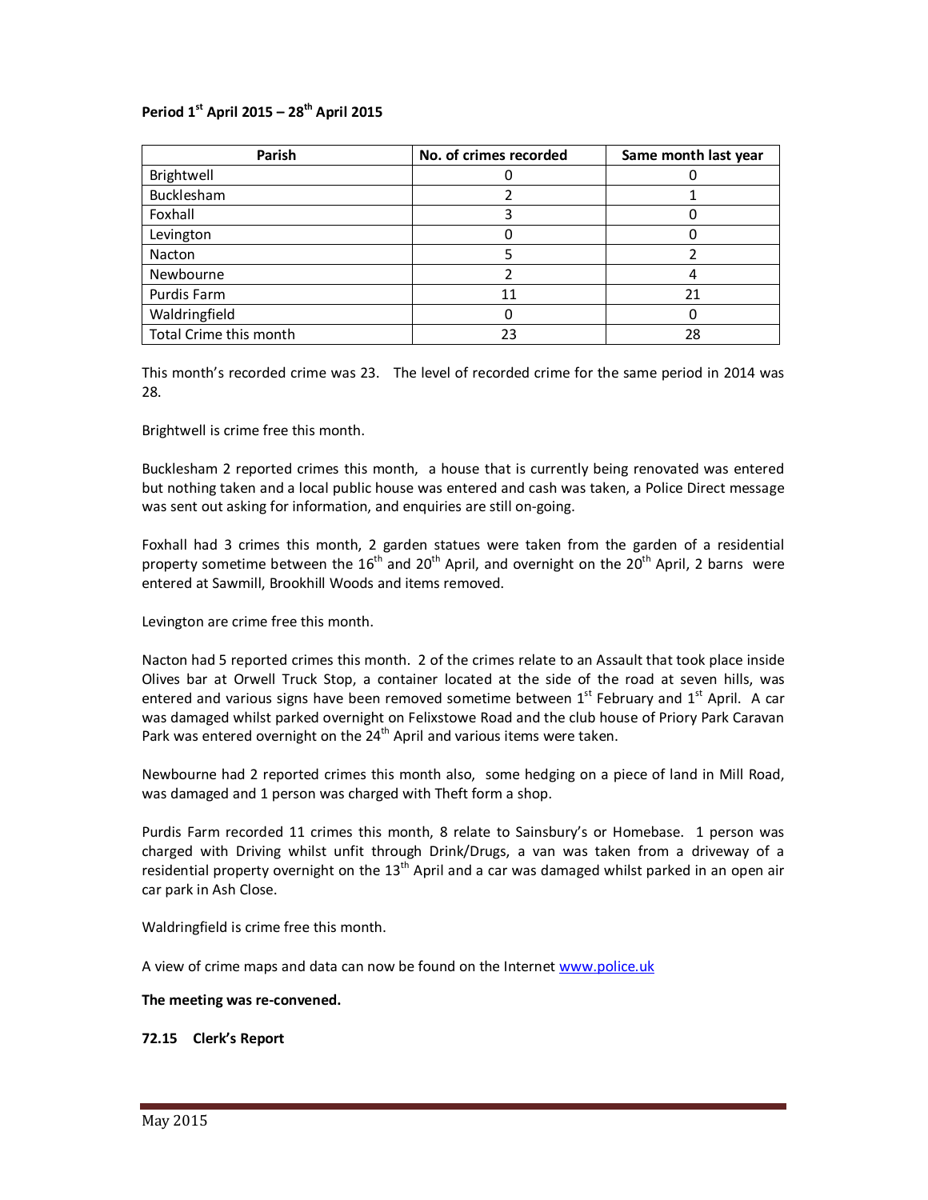**Period 1st April 2015 – 28th April 2015**

| Parish | No. of crimes recorded | Same month last year |
|---|---|---|
| Brightwell | 0 | 0 |
| Bucklesham | 2 | 1 |
| Foxhall | 3 | 0 |
| Levington | 0 | 0 |
| Nacton | 5 | 2 |
| Newbourne | 2 | 4 |
| Purdis Farm | 11 | 21 |
| Waldringfield | 0 | 0 |
| Total Crime this month | 23 | 28 |

This month's recorded crime was 23. The level of recorded crime for the same period in 2014 was 28.

Brightwell is crime free this month.

Bucklesham 2 reported crimes this month, a house that is currently being renovated was entered but nothing taken and a local public house was entered and cash was taken, a Police Direct message was sent out asking for information, and enquiries are still on-going.

Foxhall had 3 crimes this month, 2 garden statues were taken from the garden of a residential property sometime between the 16th and 20th April, and overnight on the 20th April, 2 barns were entered at Sawmill, Brookhill Woods and items removed.

Levington are crime free this month.

Nacton had 5 reported crimes this month. 2 of the crimes relate to an Assault that took place inside Olives bar at Orwell Truck Stop, a container located at the side of the road at seven hills, was entered and various signs have been removed sometime between 1st February and 1st April. A car was damaged whilst parked overnight on Felixstowe Road and the club house of Priory Park Caravan Park was entered overnight on the 24th April and various items were taken.

Newbourne had 2 reported crimes this month also, some hedging on a piece of land in Mill Road, was damaged and 1 person was charged with Theft form a shop.

Purdis Farm recorded 11 crimes this month, 8 relate to Sainsbury's or Homebase. 1 person was charged with Driving whilst unfit through Drink/Drugs, a van was taken from a driveway of a residential property overnight on the 13th April and a car was damaged whilst parked in an open air car park in Ash Close.

Waldringfield is crime free this month.

A view of crime maps and data can now be found on the Internet www.police.uk

**The meeting was re-convened.**

**72.15 Clerk's Report**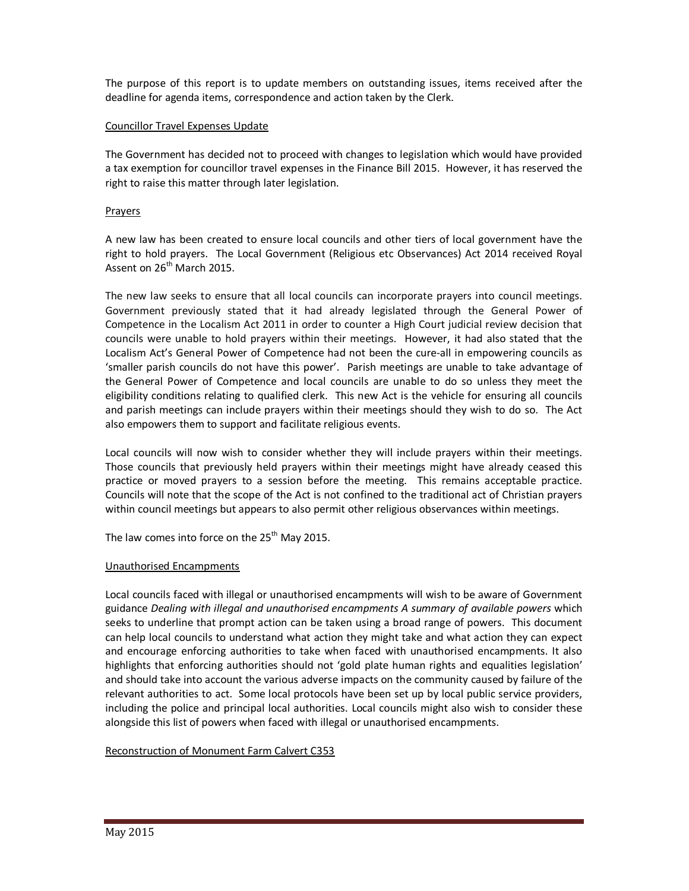The purpose of this report is to update members on outstanding issues, items received after the deadline for agenda items, correspondence and action taken by the Clerk.

<u>Councillor Travel Expenses Update</u>

The Government has decided not to proceed with changes to legislation which would have provided a tax exemption for councillor travel expenses in the Finance Bill 2015. However, it has reserved the right to raise this matter through later legislation.

<u>Prayers</u>

A new law has been created to ensure local councils and other tiers of local government have the right to hold prayers. The Local Government (Religious etc Observances) Act 2014 received Royal Assent on 26th March 2015.

The new law seeks to ensure that all local councils can incorporate prayers into council meetings. Government previously stated that it had already legislated through the General Power of Competence in the Localism Act 2011 in order to counter a High Court judicial review decision that councils were unable to hold prayers within their meetings. However, it had also stated that the Localism Act's General Power of Competence had not been the cure-all in empowering councils as 'smaller parish councils do not have this power'. Parish meetings are unable to take advantage of the General Power of Competence and local councils are unable to do so unless they meet the eligibility conditions relating to qualified clerk. This new Act is the vehicle for ensuring all councils and parish meetings can include prayers within their meetings should they wish to do so. The Act also empowers them to support and facilitate religious events.

Local councils will now wish to consider whether they will include prayers within their meetings. Those councils that previously held prayers within their meetings might have already ceased this practice or moved prayers to a session before the meeting. This remains acceptable practice. Councils will note that the scope of the Act is not confined to the traditional act of Christian prayers within council meetings but appears to also permit other religious observances within meetings.

The law comes into force on the 25th May 2015.

<u>Unauthorised Encampments</u>

Local councils faced with illegal or unauthorised encampments will wish to be aware of Government guidance *Dealing with illegal and unauthorised encampments A summary of available powers* which seeks to underline that prompt action can be taken using a broad range of powers. This document can help local councils to understand what action they might take and what action they can expect and encourage enforcing authorities to take when faced with unauthorised encampments. It also highlights that enforcing authorities should not 'gold plate human rights and equalities legislation' and should take into account the various adverse impacts on the community caused by failure of the relevant authorities to act. Some local protocols have been set up by local public service providers, including the police and principal local authorities. Local councils might also wish to consider these alongside this list of powers when faced with illegal or unauthorised encampments.

<u>Reconstruction of Monument Farm Calvert C353</u>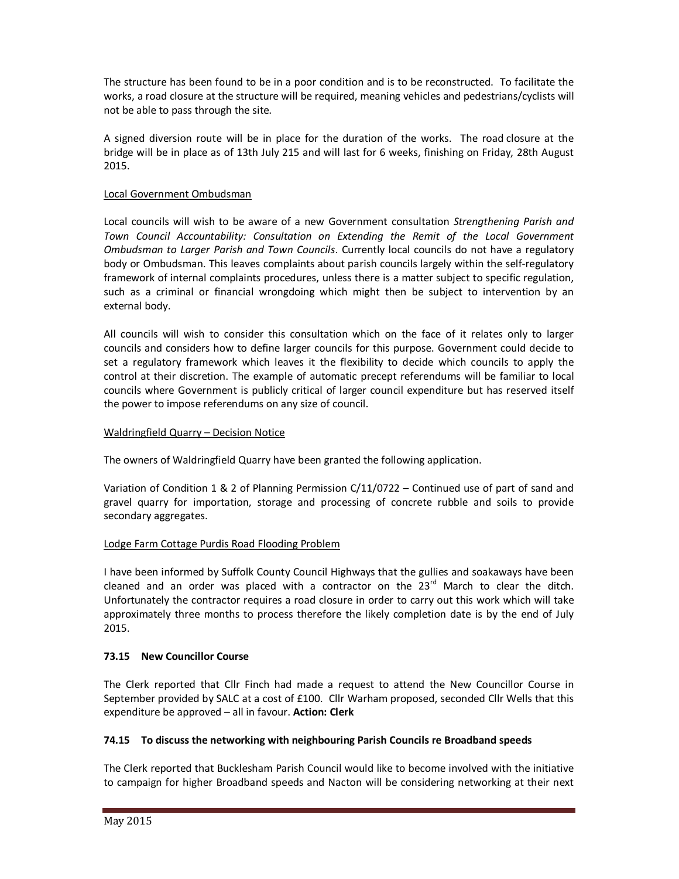The structure has been found to be in a poor condition and is to be reconstructed. To facilitate the works, a road closure at the structure will be required, meaning vehicles and pedestrians/cyclists will not be able to pass through the site.

A signed diversion route will be in place for the duration of the works. The road closure at the bridge will be in place as of 13th July 215 and will last for 6 weeks, finishing on Friday, 28th August 2015.

Local Government Ombudsman

Local councils will wish to be aware of a new Government consultation *Strengthening Parish and Town Council Accountability: Consultation on Extending the Remit of the Local Government Ombudsman to Larger Parish and Town Councils*. Currently local councils do not have a regulatory body or Ombudsman. This leaves complaints about parish councils largely within the self-regulatory framework of internal complaints procedures, unless there is a matter subject to specific regulation, such as a criminal or financial wrongdoing which might then be subject to intervention by an external body.

All councils will wish to consider this consultation which on the face of it relates only to larger councils and considers how to define larger councils for this purpose. Government could decide to set a regulatory framework which leaves it the flexibility to decide which councils to apply the control at their discretion. The example of automatic precept referendums will be familiar to local councils where Government is publicly critical of larger council expenditure but has reserved itself the power to impose referendums on any size of council.

Waldringfield Quarry – Decision Notice

The owners of Waldringfield Quarry have been granted the following application.

Variation of Condition 1 & 2 of Planning Permission C/11/0722 – Continued use of part of sand and gravel quarry for importation, storage and processing of concrete rubble and soils to provide secondary aggregates.

Lodge Farm Cottage Purdis Road Flooding Problem

I have been informed by Suffolk County Council Highways that the gullies and soakaways have been cleaned and an order was placed with a contractor on the 23rd March to clear the ditch. Unfortunately the contractor requires a road closure in order to carry out this work which will take approximately three months to process therefore the likely completion date is by the end of July 2015.

### 73.15 New Councillor Course

The Clerk reported that Cllr Finch had made a request to attend the New Councillor Course in September provided by SALC at a cost of £100. Cllr Warham proposed, seconded Cllr Wells that this expenditure be approved – all in favour. **Action: Clerk**

### 74.15 To discuss the networking with neighbouring Parish Councils re Broadband speeds

The Clerk reported that Bucklesham Parish Council would like to become involved with the initiative to campaign for higher Broadband speeds and Nacton will be considering networking at their next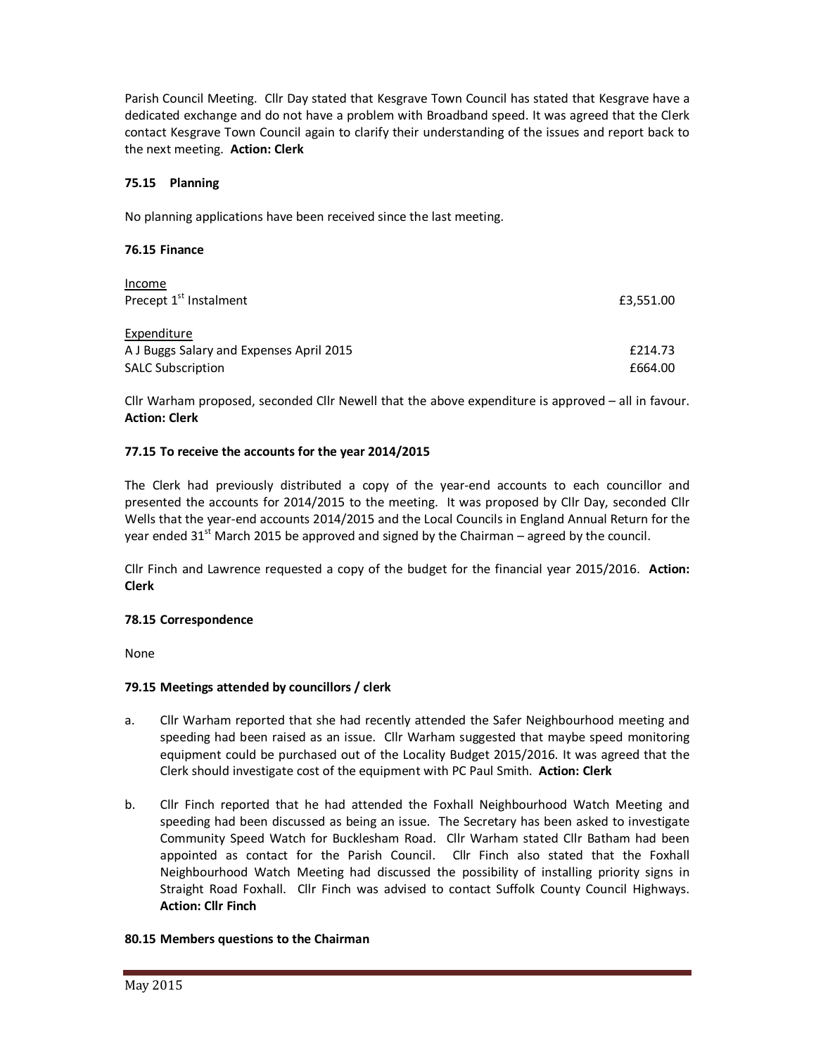Parish Council Meeting. Cllr Day stated that Kesgrave Town Council has stated that Kesgrave have a dedicated exchange and do not have a problem with Broadband speed. It was agreed that the Clerk contact Kesgrave Town Council again to clarify their understanding of the issues and report back to the next meeting. **Action: Clerk**

### 75.15 Planning

No planning applications have been received since the last meeting.

### 76.15 Finance

| | |
|---|---|
| Income | |
| Precept 1st Instalment | £3,551.00 |
| | |
| Expenditure | |
| A J Buggs Salary and Expenses April 2015 | £214.73 |
| SALC Subscription | £664.00 |

Cllr Warham proposed, seconded Cllr Newell that the above expenditure is approved – all in favour. **Action: Clerk**

### 77.15 To receive the accounts for the year 2014/2015

The Clerk had previously distributed a copy of the year-end accounts to each councillor and presented the accounts for 2014/2015 to the meeting. It was proposed by Cllr Day, seconded Cllr Wells that the year-end accounts 2014/2015 and the Local Councils in England Annual Return for the year ended 31st March 2015 be approved and signed by the Chairman – agreed by the council.

Cllr Finch and Lawrence requested a copy of the budget for the financial year 2015/2016. **Action: Clerk**

### 78.15 Correspondence

None

### 79.15 Meetings attended by councillors / clerk

a. Cllr Warham reported that she had recently attended the Safer Neighbourhood meeting and speeding had been raised as an issue. Cllr Warham suggested that maybe speed monitoring equipment could be purchased out of the Locality Budget 2015/2016. It was agreed that the Clerk should investigate cost of the equipment with PC Paul Smith. **Action: Clerk**

b. Cllr Finch reported that he had attended the Foxhall Neighbourhood Watch Meeting and speeding had been discussed as being an issue. The Secretary has been asked to investigate Community Speed Watch for Bucklesham Road. Cllr Warham stated Cllr Batham had been appointed as contact for the Parish Council. Cllr Finch also stated that the Foxhall Neighbourhood Watch Meeting had discussed the possibility of installing priority signs in Straight Road Foxhall. Cllr Finch was advised to contact Suffolk County Council Highways. **Action: Cllr Finch**

### 80.15 Members questions to the Chairman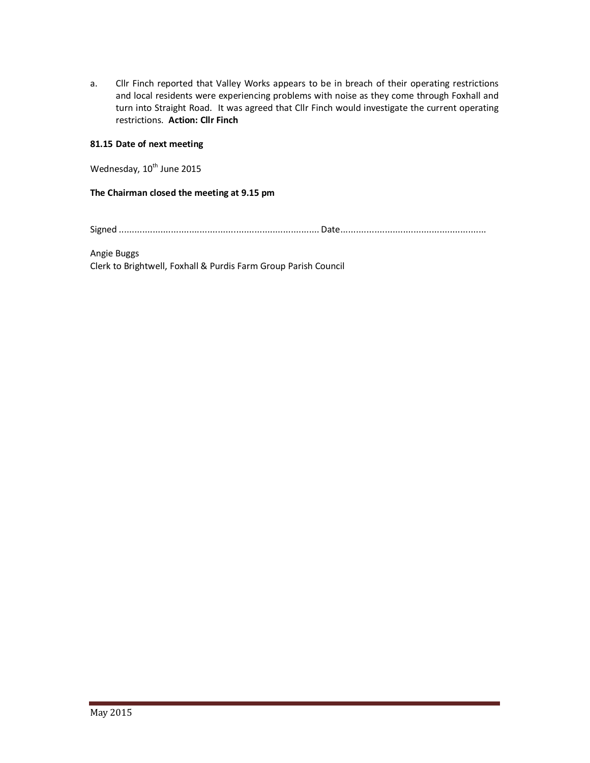a. Cllr Finch reported that Valley Works appears to be in breach of their operating restrictions and local residents were experiencing problems with noise as they come through Foxhall and turn into Straight Road. It was agreed that Cllr Finch would investigate the current operating restrictions. **Action: Cllr Finch**

**81.15 Date of next meeting**

Wednesday, 10th June 2015

**The Chairman closed the meeting at 9.15 pm**

Signed ............................................................................ Date........................................................

Angie Buggs
Clerk to Brightwell, Foxhall & Purdis Farm Group Parish Council